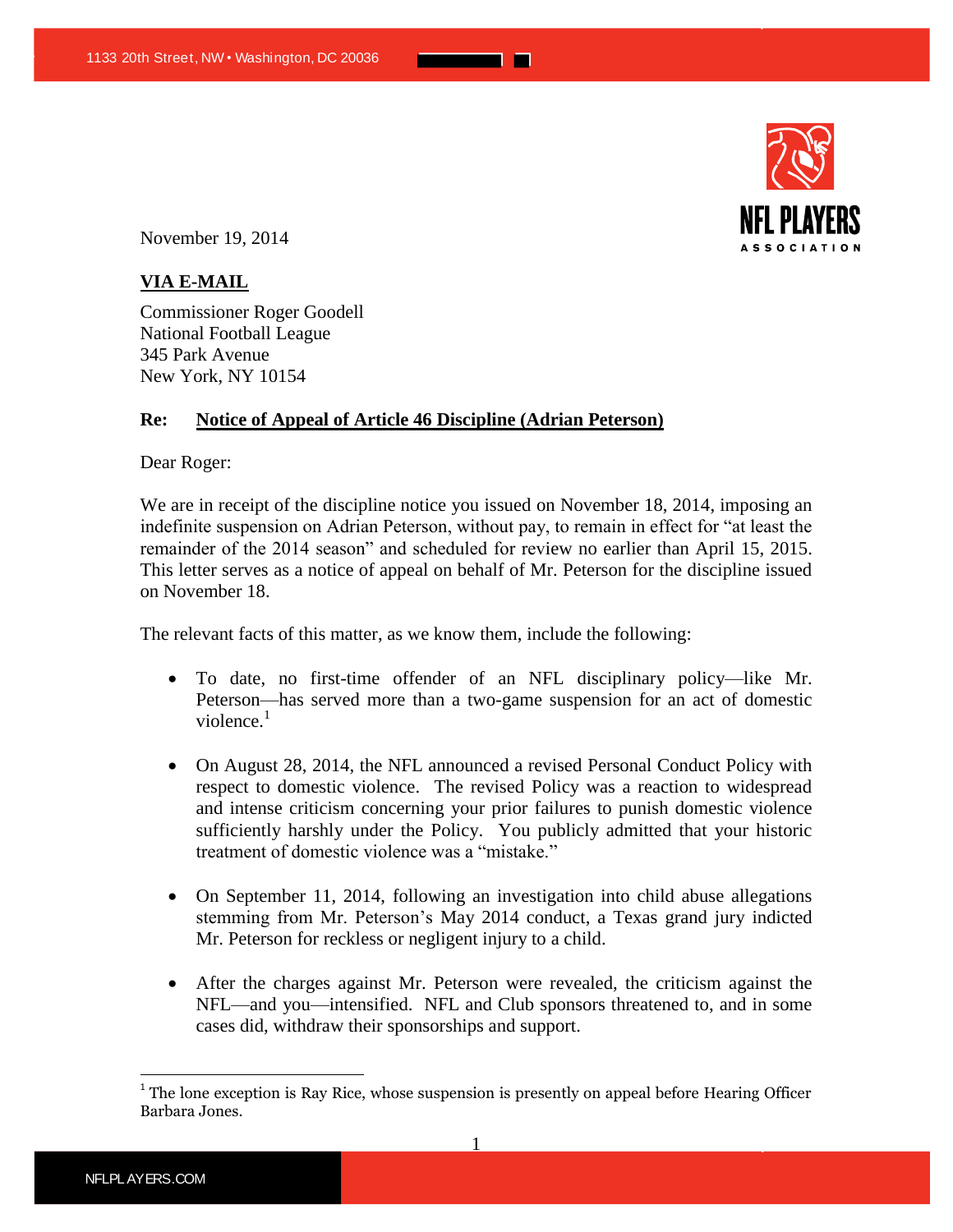1133 20th Street, NW • Washington, DC 20036

NFL PLAYERS ASSOCIATION

November 19, 2014

**VIA E-MAIL**

Commissioner Roger Goodell
National Football League
345 Park Avenue
New York, NY 10154

**Re: Notice of Appeal of Article 46 Discipline (Adrian Peterson)**

Dear Roger:

We are in receipt of the discipline notice you issued on November 18, 2014, imposing an indefinite suspension on Adrian Peterson, without pay, to remain in effect for "at least the remainder of the 2014 season" and scheduled for review no earlier than April 15, 2015. This letter serves as a notice of appeal on behalf of Mr. Peterson for the discipline issued on November 18.

The relevant facts of this matter, as we know them, include the following:

- To date, no first-time offender of an NFL disciplinary policy—like Mr. Peterson—has served more than a two-game suspension for an act of domestic violence.[1]

- On August 28, 2014, the NFL announced a revised Personal Conduct Policy with respect to domestic violence. The revised Policy was a reaction to widespread and intense criticism concerning your prior failures to punish domestic violence sufficiently harshly under the Policy. You publicly admitted that your historic treatment of domestic violence was a "mistake."

- On September 11, 2014, following an investigation into child abuse allegations stemming from Mr. Peterson's May 2014 conduct, a Texas grand jury indicted Mr. Peterson for reckless or negligent injury to a child.

- After the charges against Mr. Peterson were revealed, the criticism against the NFL—and you—intensified. NFL and Club sponsors threatened to, and in some cases did, withdraw their sponsorships and support.

[1] The lone exception is Ray Rice, whose suspension is presently on appeal before Hearing Officer Barbara Jones.

NFLPLAYERS.COM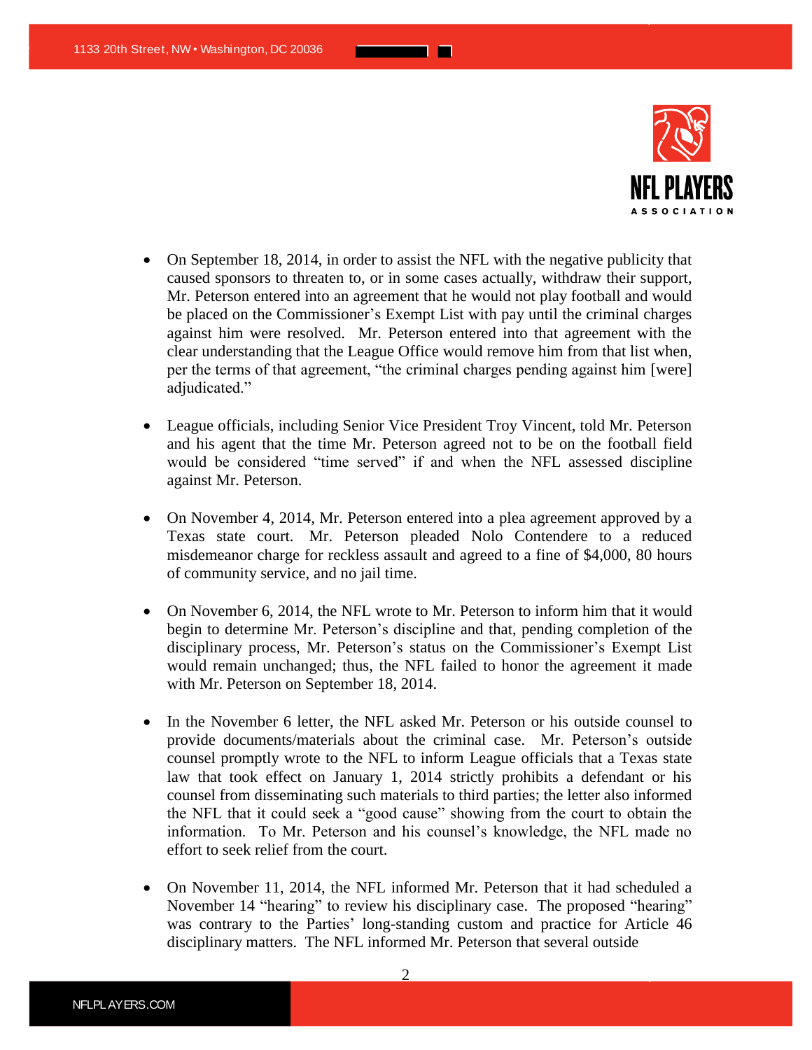- On September 18, 2014, in order to assist the NFL with the negative publicity that caused sponsors to threaten to, or in some cases actually, withdraw their support, Mr. Peterson entered into an agreement that he would not play football and would be placed on the Commissioner's Exempt List with pay until the criminal charges against him were resolved. Mr. Peterson entered into that agreement with the clear understanding that the League Office would remove him from that list when, per the terms of that agreement, "the criminal charges pending against him [were] adjudicated."

- League officials, including Senior Vice President Troy Vincent, told Mr. Peterson and his agent that the time Mr. Peterson agreed not to be on the football field would be considered "time served" if and when the NFL assessed discipline against Mr. Peterson.

- On November 4, 2014, Mr. Peterson entered into a plea agreement approved by a Texas state court. Mr. Peterson pleaded Nolo Contendere to a reduced misdemeanor charge for reckless assault and agreed to a fine of $4,000, 80 hours of community service, and no jail time.

- On November 6, 2014, the NFL wrote to Mr. Peterson to inform him that it would begin to determine Mr. Peterson's discipline and that, pending completion of the disciplinary process, Mr. Peterson's status on the Commissioner's Exempt List would remain unchanged; thus, the NFL failed to honor the agreement it made with Mr. Peterson on September 18, 2014.

- In the November 6 letter, the NFL asked Mr. Peterson or his outside counsel to provide documents/materials about the criminal case. Mr. Peterson's outside counsel promptly wrote to the NFL to inform League officials that a Texas state law that took effect on January 1, 2014 strictly prohibits a defendant or his counsel from disseminating such materials to third parties; the letter also informed the NFL that it could seek a "good cause" showing from the court to obtain the information. To Mr. Peterson and his counsel's knowledge, the NFL made no effort to seek relief from the court.

- On November 11, 2014, the NFL informed Mr. Peterson that it had scheduled a November 14 "hearing" to review his disciplinary case. The proposed "hearing" was contrary to the Parties' long-standing custom and practice for Article 46 disciplinary matters. The NFL informed Mr. Peterson that several outside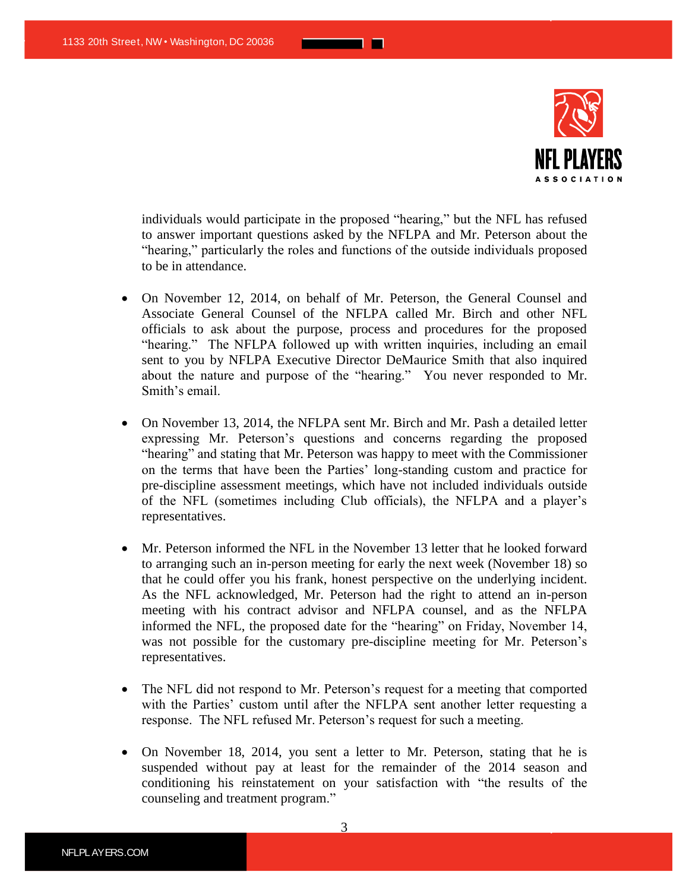individuals would participate in the proposed "hearing," but the NFL has refused to answer important questions asked by the NFLPA and Mr. Peterson about the "hearing," particularly the roles and functions of the outside individuals proposed to be in attendance.

- On November 12, 2014, on behalf of Mr. Peterson, the General Counsel and Associate General Counsel of the NFLPA called Mr. Birch and other NFL officials to ask about the purpose, process and procedures for the proposed "hearing." The NFLPA followed up with written inquiries, including an email sent to you by NFLPA Executive Director DeMaurice Smith that also inquired about the nature and purpose of the "hearing." You never responded to Mr. Smith's email.

- On November 13, 2014, the NFLPA sent Mr. Birch and Mr. Pash a detailed letter expressing Mr. Peterson's questions and concerns regarding the proposed "hearing" and stating that Mr. Peterson was happy to meet with the Commissioner on the terms that have been the Parties' long-standing custom and practice for pre-discipline assessment meetings, which have not included individuals outside of the NFL (sometimes including Club officials), the NFLPA and a player's representatives.

- Mr. Peterson informed the NFL in the November 13 letter that he looked forward to arranging such an in-person meeting for early the next week (November 18) so that he could offer you his frank, honest perspective on the underlying incident. As the NFL acknowledged, Mr. Peterson had the right to attend an in-person meeting with his contract advisor and NFLPA counsel, and as the NFLPA informed the NFL, the proposed date for the "hearing" on Friday, November 14, was not possible for the customary pre-discipline meeting for Mr. Peterson's representatives.

- The NFL did not respond to Mr. Peterson's request for a meeting that comported with the Parties' custom until after the NFLPA sent another letter requesting a response. The NFL refused Mr. Peterson's request for such a meeting.

- On November 18, 2014, you sent a letter to Mr. Peterson, stating that he is suspended without pay at least for the remainder of the 2014 season and conditioning his reinstatement on your satisfaction with "the results of the counseling and treatment program."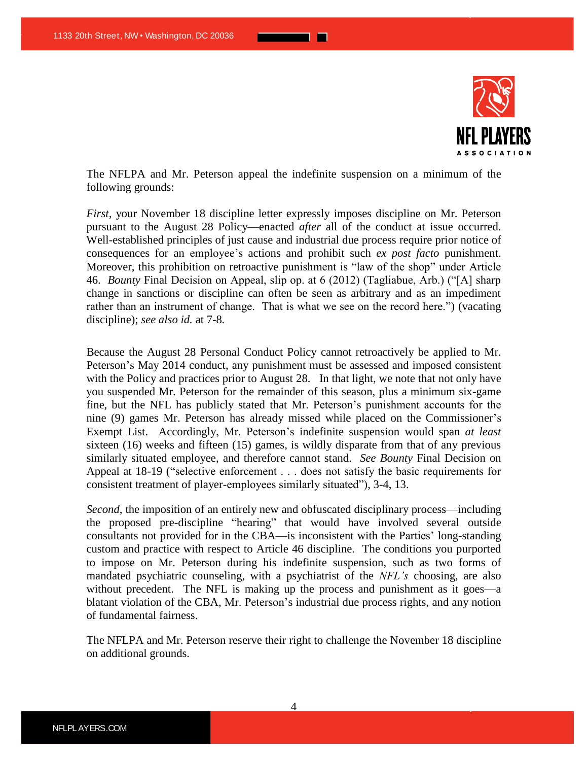The NFLPA and Mr. Peterson appeal the indefinite suspension on a minimum of the following grounds:

*First*, your November 18 discipline letter expressly imposes discipline on Mr. Peterson pursuant to the August 28 Policy—enacted *after* all of the conduct at issue occurred. Well-established principles of just cause and industrial due process require prior notice of consequences for an employee's actions and prohibit such *ex post facto* punishment. Moreover, this prohibition on retroactive punishment is "law of the shop" under Article 46. *Bounty* Final Decision on Appeal, slip op. at 6 (2012) (Tagliabue, Arb.) ("[A] sharp change in sanctions or discipline can often be seen as arbitrary and as an impediment rather than an instrument of change. That is what we see on the record here.") (vacating discipline); *see also id.* at 7-8.

Because the August 28 Personal Conduct Policy cannot retroactively be applied to Mr. Peterson's May 2014 conduct, any punishment must be assessed and imposed consistent with the Policy and practices prior to August 28. In that light, we note that not only have you suspended Mr. Peterson for the remainder of this season, plus a minimum six-game fine, but the NFL has publicly stated that Mr. Peterson's punishment accounts for the nine (9) games Mr. Peterson has already missed while placed on the Commissioner's Exempt List. Accordingly, Mr. Peterson's indefinite suspension would span *at least* sixteen (16) weeks and fifteen (15) games, is wildly disparate from that of any previous similarly situated employee, and therefore cannot stand. *See Bounty* Final Decision on Appeal at 18-19 ("selective enforcement . . . does not satisfy the basic requirements for consistent treatment of player-employees similarly situated"), 3-4, 13.

*Second*, the imposition of an entirely new and obfuscated disciplinary process—including the proposed pre-discipline "hearing" that would have involved several outside consultants not provided for in the CBA—is inconsistent with the Parties' long-standing custom and practice with respect to Article 46 discipline. The conditions you purported to impose on Mr. Peterson during his indefinite suspension, such as two forms of mandated psychiatric counseling, with a psychiatrist of the *NFL's* choosing, are also without precedent. The NFL is making up the process and punishment as it goes—a blatant violation of the CBA, Mr. Peterson's industrial due process rights, and any notion of fundamental fairness.

The NFLPA and Mr. Peterson reserve their right to challenge the November 18 discipline on additional grounds.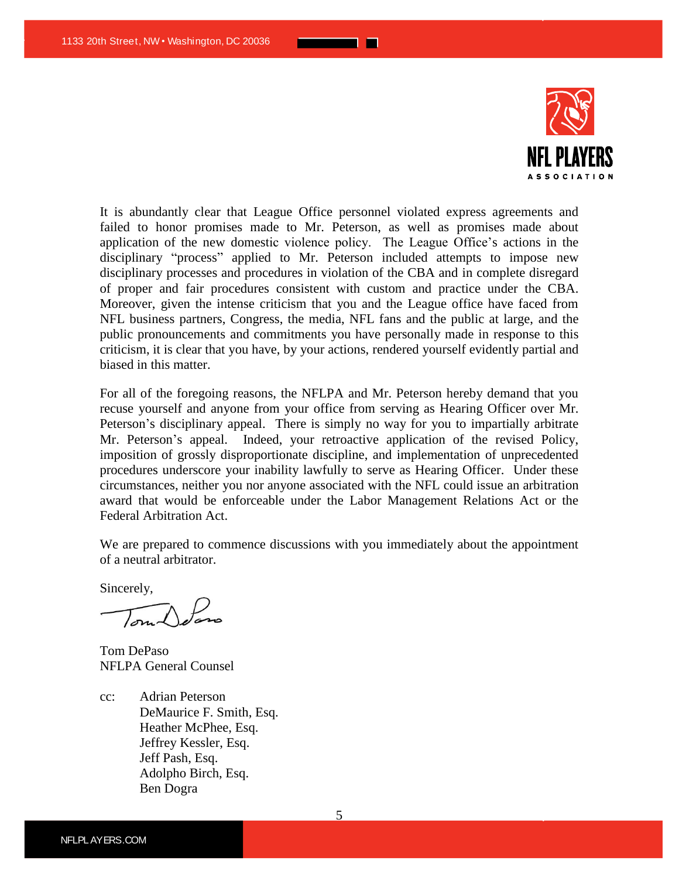It is abundantly clear that League Office personnel violated express agreements and failed to honor promises made to Mr. Peterson, as well as promises made about application of the new domestic violence policy. The League Office's actions in the disciplinary "process" applied to Mr. Peterson included attempts to impose new disciplinary processes and procedures in violation of the CBA and in complete disregard of proper and fair procedures consistent with custom and practice under the CBA. Moreover, given the intense criticism that you and the League office have faced from NFL business partners, Congress, the media, NFL fans and the public at large, and the public pronouncements and commitments you have personally made in response to this criticism, it is clear that you have, by your actions, rendered yourself evidently partial and biased in this matter.

For all of the foregoing reasons, the NFLPA and Mr. Peterson hereby demand that you recuse yourself and anyone from your office from serving as Hearing Officer over Mr. Peterson's disciplinary appeal. There is simply no way for you to impartially arbitrate Mr. Peterson's appeal. Indeed, your retroactive application of the revised Policy, imposition of grossly disproportionate discipline, and implementation of unprecedented procedures underscore your inability lawfully to serve as Hearing Officer. Under these circumstances, neither you nor anyone associated with the NFL could issue an arbitration award that would be enforceable under the Labor Management Relations Act or the Federal Arbitration Act.

We are prepared to commence discussions with you immediately about the appointment of a neutral arbitrator.

Sincerely,

Tom DePaso
NFLPA General Counsel

cc: Adrian Peterson
DeMaurice F. Smith, Esq.
Heather McPhee, Esq.
Jeffrey Kessler, Esq.
Jeff Pash, Esq.
Adolpho Birch, Esq.
Ben Dogra